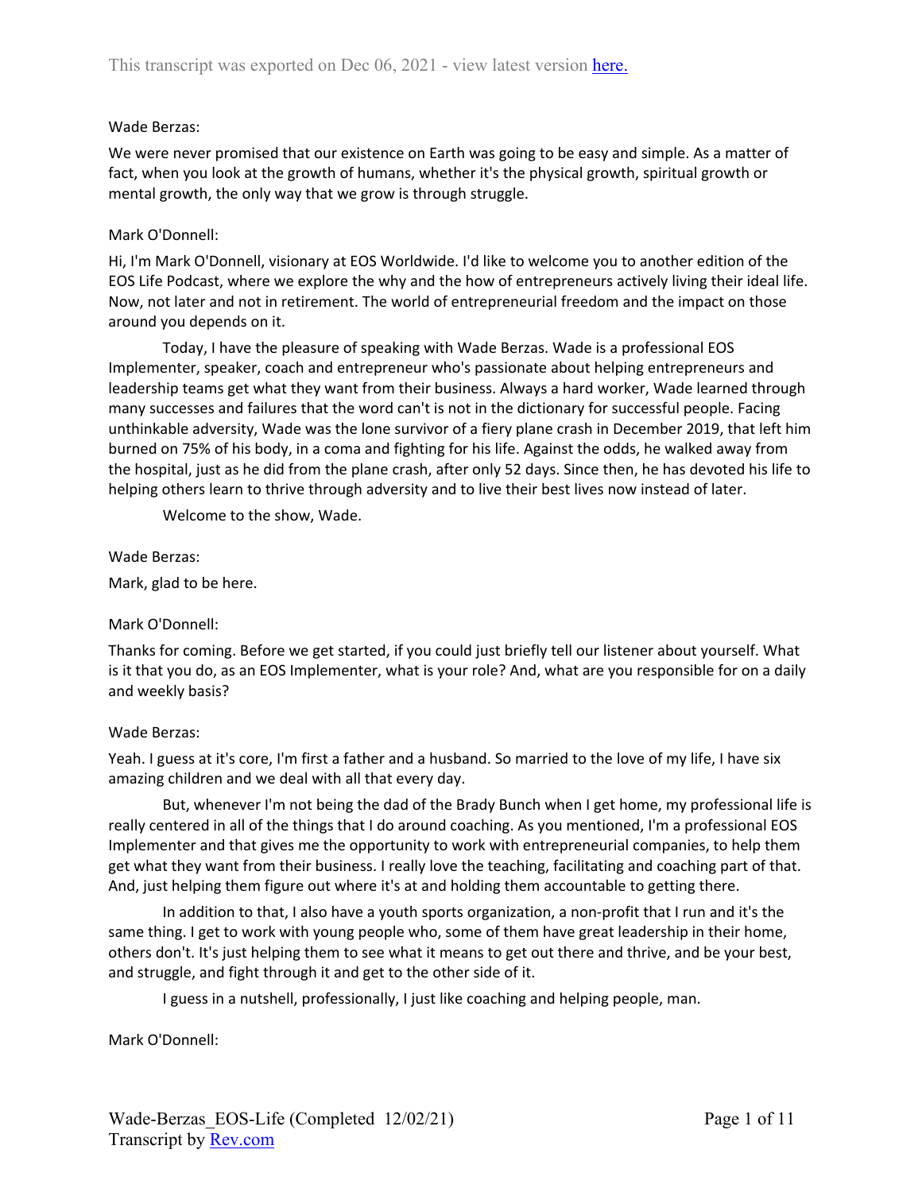This transcript was exported on Dec 06, 2021 - view latest version here.

Wade Berzas:

We were never promised that our existence on Earth was going to be easy and simple. As a matter of fact, when you look at the growth of humans, whether it's the physical growth, spiritual growth or mental growth, the only way that we grow is through struggle.

Mark O'Donnell:

Hi, I'm Mark O'Donnell, visionary at EOS Worldwide. I'd like to welcome you to another edition of the EOS Life Podcast, where we explore the why and the how of entrepreneurs actively living their ideal life. Now, not later and not in retirement. The world of entrepreneurial freedom and the impact on those around you depends on it.

Today, I have the pleasure of speaking with Wade Berzas. Wade is a professional EOS Implementer, speaker, coach and entrepreneur who's passionate about helping entrepreneurs and leadership teams get what they want from their business. Always a hard worker, Wade learned through many successes and failures that the word can't is not in the dictionary for successful people. Facing unthinkable adversity, Wade was the lone survivor of a fiery plane crash in December 2019, that left him burned on 75% of his body, in a coma and fighting for his life. Against the odds, he walked away from the hospital, just as he did from the plane crash, after only 52 days. Since then, he has devoted his life to helping others learn to thrive through adversity and to live their best lives now instead of later.

Welcome to the show, Wade.

Wade Berzas:

Mark, glad to be here.

Mark O'Donnell:

Thanks for coming. Before we get started, if you could just briefly tell our listener about yourself. What is it that you do, as an EOS Implementer, what is your role? And, what are you responsible for on a daily and weekly basis?

Wade Berzas:

Yeah. I guess at it's core, I'm first a father and a husband. So married to the love of my life, I have six amazing children and we deal with all that every day.

But, whenever I'm not being the dad of the Brady Bunch when I get home, my professional life is really centered in all of the things that I do around coaching. As you mentioned, I'm a professional EOS Implementer and that gives me the opportunity to work with entrepreneurial companies, to help them get what they want from their business. I really love the teaching, facilitating and coaching part of that. And, just helping them figure out where it's at and holding them accountable to getting there.

In addition to that, I also have a youth sports organization, a non-profit that I run and it's the same thing. I get to work with young people who, some of them have great leadership in their home, others don't. It's just helping them to see what it means to get out there and thrive, and be your best, and struggle, and fight through it and get to the other side of it.

I guess in a nutshell, professionally, I just like coaching and helping people, man.

Mark O'Donnell:

Wade-Berzas_EOS-Life (Completed 12/02/21)
Transcript by Rev.com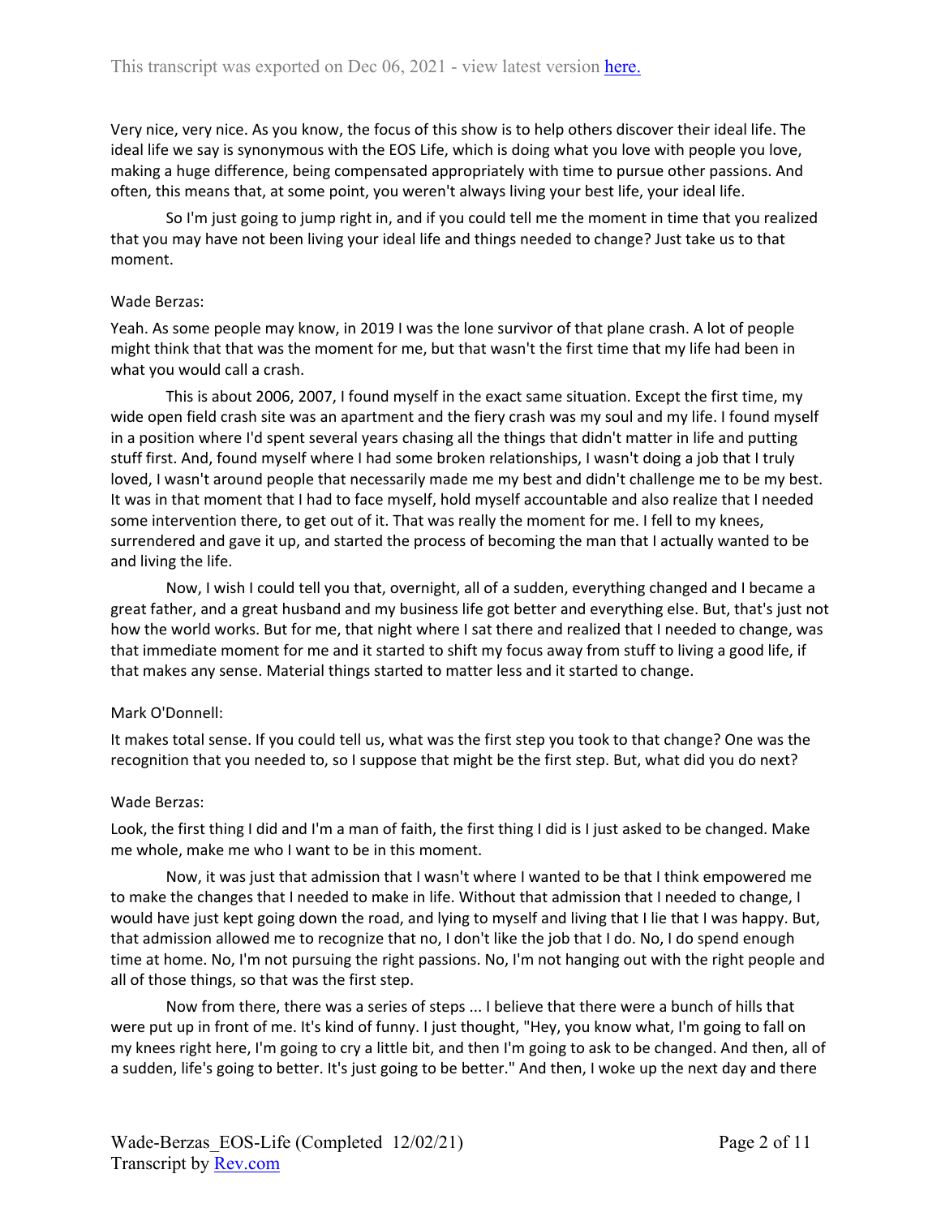Very nice, very nice. As you know, the focus of this show is to help others discover their ideal life. The ideal life we say is synonymous with the EOS Life, which is doing what you love with people you love, making a huge difference, being compensated appropriately with time to pursue other passions. And often, this means that, at some point, you weren't always living your best life, your ideal life.

So I'm just going to jump right in, and if you could tell me the moment in time that you realized that you may have not been living your ideal life and things needed to change? Just take us to that moment.

Wade Berzas:

Yeah. As some people may know, in 2019 I was the lone survivor of that plane crash. A lot of people might think that that was the moment for me, but that wasn't the first time that my life had been in what you would call a crash.

This is about 2006, 2007, I found myself in the exact same situation. Except the first time, my wide open field crash site was an apartment and the fiery crash was my soul and my life. I found myself in a position where I'd spent several years chasing all the things that didn't matter in life and putting stuff first. And, found myself where I had some broken relationships, I wasn't doing a job that I truly loved, I wasn't around people that necessarily made me my best and didn't challenge me to be my best. It was in that moment that I had to face myself, hold myself accountable and also realize that I needed some intervention there, to get out of it. That was really the moment for me. I fell to my knees, surrendered and gave it up, and started the process of becoming the man that I actually wanted to be and living the life.

Now, I wish I could tell you that, overnight, all of a sudden, everything changed and I became a great father, and a great husband and my business life got better and everything else. But, that's just not how the world works. But for me, that night where I sat there and realized that I needed to change, was that immediate moment for me and it started to shift my focus away from stuff to living a good life, if that makes any sense. Material things started to matter less and it started to change.

Mark O'Donnell:

It makes total sense. If you could tell us, what was the first step you took to that change? One was the recognition that you needed to, so I suppose that might be the first step. But, what did you do next?

Wade Berzas:

Look, the first thing I did and I'm a man of faith, the first thing I did is I just asked to be changed. Make me whole, make me who I want to be in this moment.

Now, it was just that admission that I wasn't where I wanted to be that I think empowered me to make the changes that I needed to make in life. Without that admission that I needed to change, I would have just kept going down the road, and lying to myself and living that I lie that I was happy. But, that admission allowed me to recognize that no, I don't like the job that I do. No, I do spend enough time at home. No, I'm not pursuing the right passions. No, I'm not hanging out with the right people and all of those things, so that was the first step.

Now from there, there was a series of steps ... I believe that there were a bunch of hills that were put up in front of me. It's kind of funny. I just thought, "Hey, you know what, I'm going to fall on my knees right here, I'm going to cry a little bit, and then I'm going to ask to be changed. And then, all of a sudden, life's going to better. It's just going to be better." And then, I woke up the next day and there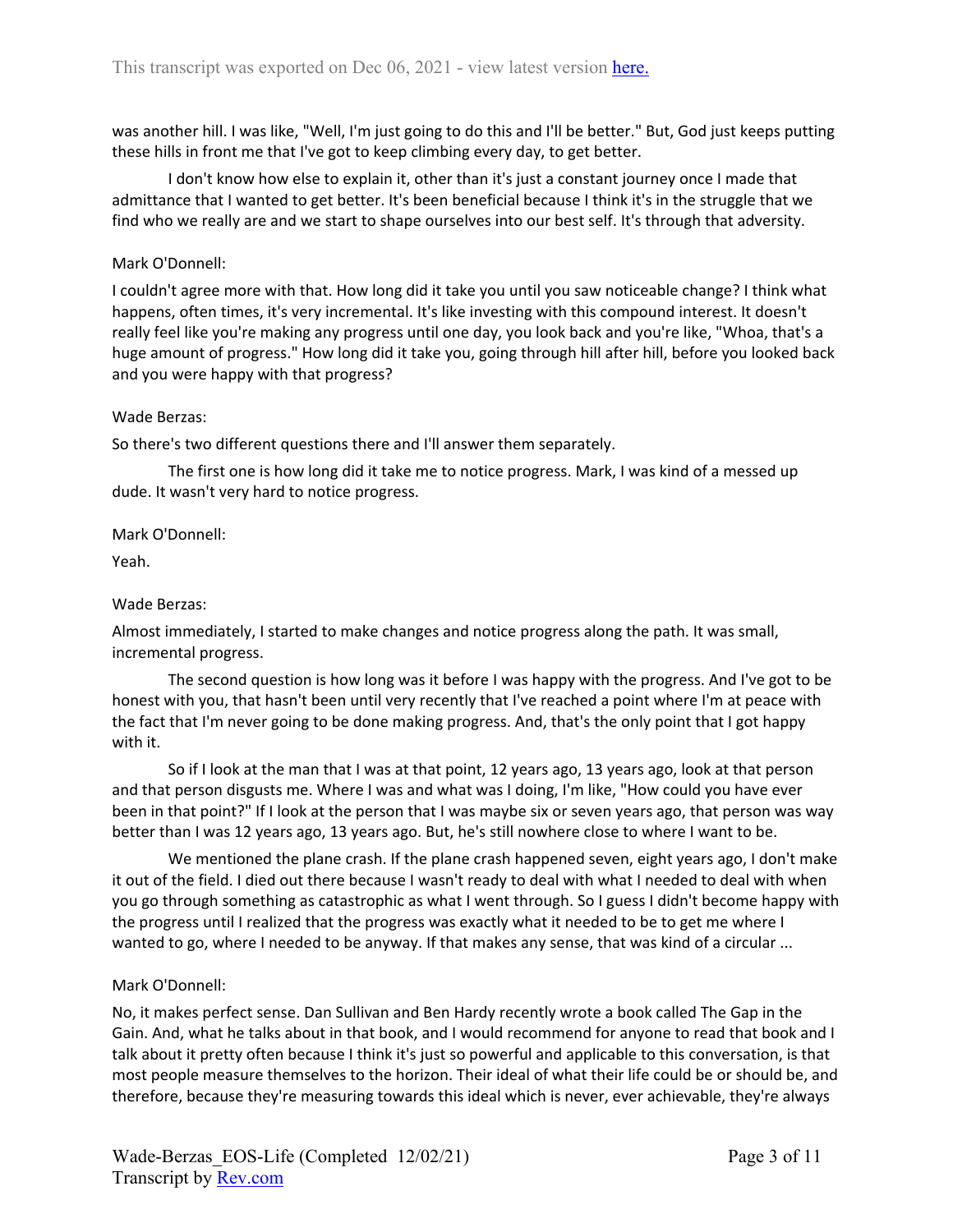was another hill. I was like, "Well, I'm just going to do this and I'll be better." But, God just keeps putting these hills in front me that I've got to keep climbing every day, to get better.

I don't know how else to explain it, other than it's just a constant journey once I made that admittance that I wanted to get better. It's been beneficial because I think it's in the struggle that we find who we really are and we start to shape ourselves into our best self. It's through that adversity.

Mark O'Donnell:

I couldn't agree more with that. How long did it take you until you saw noticeable change? I think what happens, often times, it's very incremental. It's like investing with this compound interest. It doesn't really feel like you're making any progress until one day, you look back and you're like, "Whoa, that's a huge amount of progress." How long did it take you, going through hill after hill, before you looked back and you were happy with that progress?

Wade Berzas:

So there's two different questions there and I'll answer them separately.

The first one is how long did it take me to notice progress. Mark, I was kind of a messed up dude. It wasn't very hard to notice progress.

Mark O'Donnell:

Yeah.

Wade Berzas:

Almost immediately, I started to make changes and notice progress along the path. It was small, incremental progress.

The second question is how long was it before I was happy with the progress. And I've got to be honest with you, that hasn't been until very recently that I've reached a point where I'm at peace with the fact that I'm never going to be done making progress. And, that's the only point that I got happy with it.

So if I look at the man that I was at that point, 12 years ago, 13 years ago, look at that person and that person disgusts me. Where I was and what was I doing, I'm like, "How could you have ever been in that point?" If I look at the person that I was maybe six or seven years ago, that person was way better than I was 12 years ago, 13 years ago. But, he's still nowhere close to where I want to be.

We mentioned the plane crash. If the plane crash happened seven, eight years ago, I don't make it out of the field. I died out there because I wasn't ready to deal with what I needed to deal with when you go through something as catastrophic as what I went through. So I guess I didn't become happy with the progress until I realized that the progress was exactly what it needed to be to get me where I wanted to go, where I needed to be anyway. If that makes any sense, that was kind of a circular ...

Mark O'Donnell:

No, it makes perfect sense. Dan Sullivan and Ben Hardy recently wrote a book called The Gap in the Gain. And, what he talks about in that book, and I would recommend for anyone to read that book and I talk about it pretty often because I think it's just so powerful and applicable to this conversation, is that most people measure themselves to the horizon. Their ideal of what their life could be or should be, and therefore, because they're measuring towards this ideal which is never, ever achievable, they're always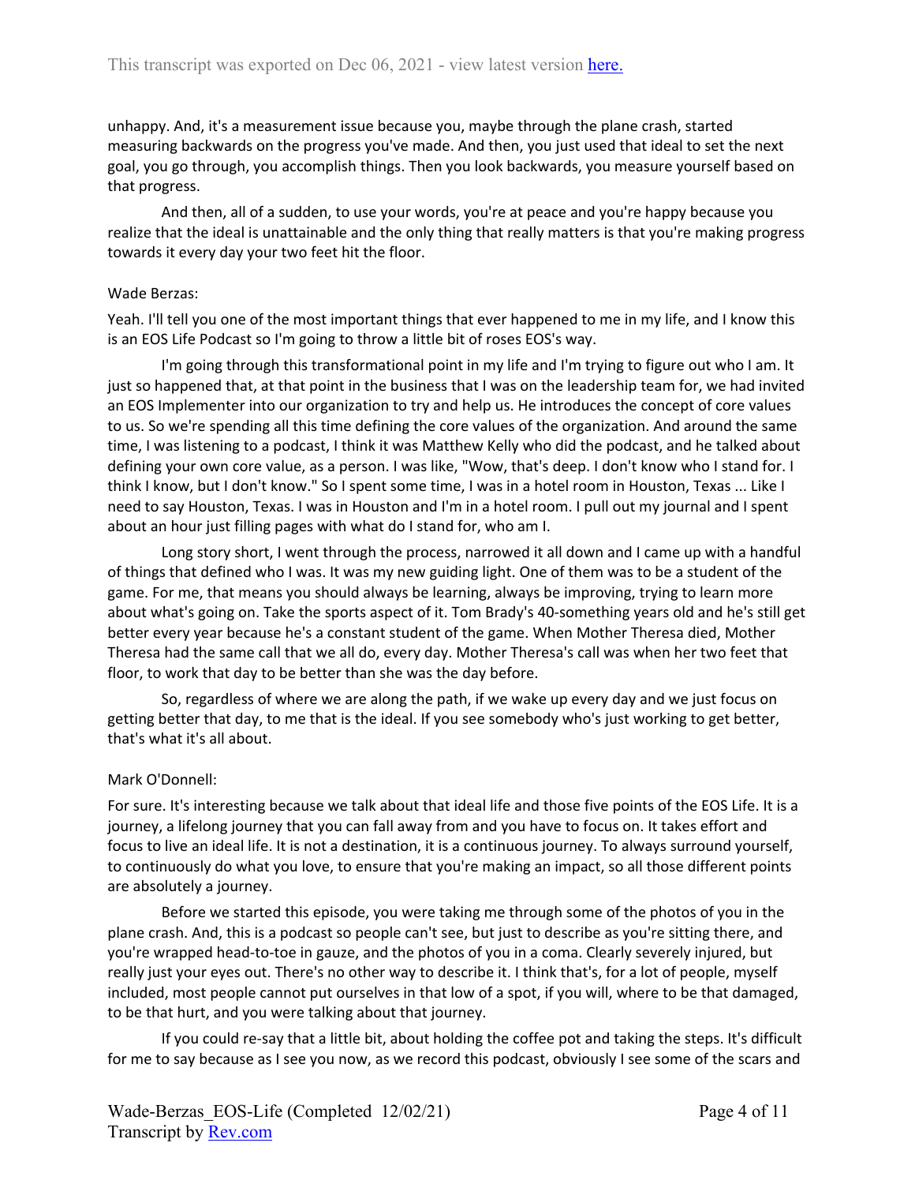unhappy. And, it's a measurement issue because you, maybe through the plane crash, started measuring backwards on the progress you've made. And then, you just used that ideal to set the next goal, you go through, you accomplish things. Then you look backwards, you measure yourself based on that progress.

And then, all of a sudden, to use your words, you're at peace and you're happy because you realize that the ideal is unattainable and the only thing that really matters is that you're making progress towards it every day your two feet hit the floor.

Wade Berzas:

Yeah. I'll tell you one of the most important things that ever happened to me in my life, and I know this is an EOS Life Podcast so I'm going to throw a little bit of roses EOS's way.

I'm going through this transformational point in my life and I'm trying to figure out who I am. It just so happened that, at that point in the business that I was on the leadership team for, we had invited an EOS Implementer into our organization to try and help us. He introduces the concept of core values to us. So we're spending all this time defining the core values of the organization. And around the same time, I was listening to a podcast, I think it was Matthew Kelly who did the podcast, and he talked about defining your own core value, as a person. I was like, "Wow, that's deep. I don't know who I stand for. I think I know, but I don't know." So I spent some time, I was in a hotel room in Houston, Texas ... Like I need to say Houston, Texas. I was in Houston and I'm in a hotel room. I pull out my journal and I spent about an hour just filling pages with what do I stand for, who am I.

Long story short, I went through the process, narrowed it all down and I came up with a handful of things that defined who I was. It was my new guiding light. One of them was to be a student of the game. For me, that means you should always be learning, always be improving, trying to learn more about what's going on. Take the sports aspect of it. Tom Brady's 40-something years old and he's still get better every year because he's a constant student of the game. When Mother Theresa died, Mother Theresa had the same call that we all do, every day. Mother Theresa's call was when her two feet that floor, to work that day to be better than she was the day before.

So, regardless of where we are along the path, if we wake up every day and we just focus on getting better that day, to me that is the ideal. If you see somebody who's just working to get better, that's what it's all about.

Mark O'Donnell:

For sure. It's interesting because we talk about that ideal life and those five points of the EOS Life. It is a journey, a lifelong journey that you can fall away from and you have to focus on. It takes effort and focus to live an ideal life. It is not a destination, it is a continuous journey. To always surround yourself, to continuously do what you love, to ensure that you're making an impact, so all those different points are absolutely a journey.

Before we started this episode, you were taking me through some of the photos of you in the plane crash. And, this is a podcast so people can't see, but just to describe as you're sitting there, and you're wrapped head-to-toe in gauze, and the photos of you in a coma. Clearly severely injured, but really just your eyes out. There's no other way to describe it. I think that's, for a lot of people, myself included, most people cannot put ourselves in that low of a spot, if you will, where to be that damaged, to be that hurt, and you were talking about that journey.

If you could re-say that a little bit, about holding the coffee pot and taking the steps. It's difficult for me to say because as I see you now, as we record this podcast, obviously I see some of the scars and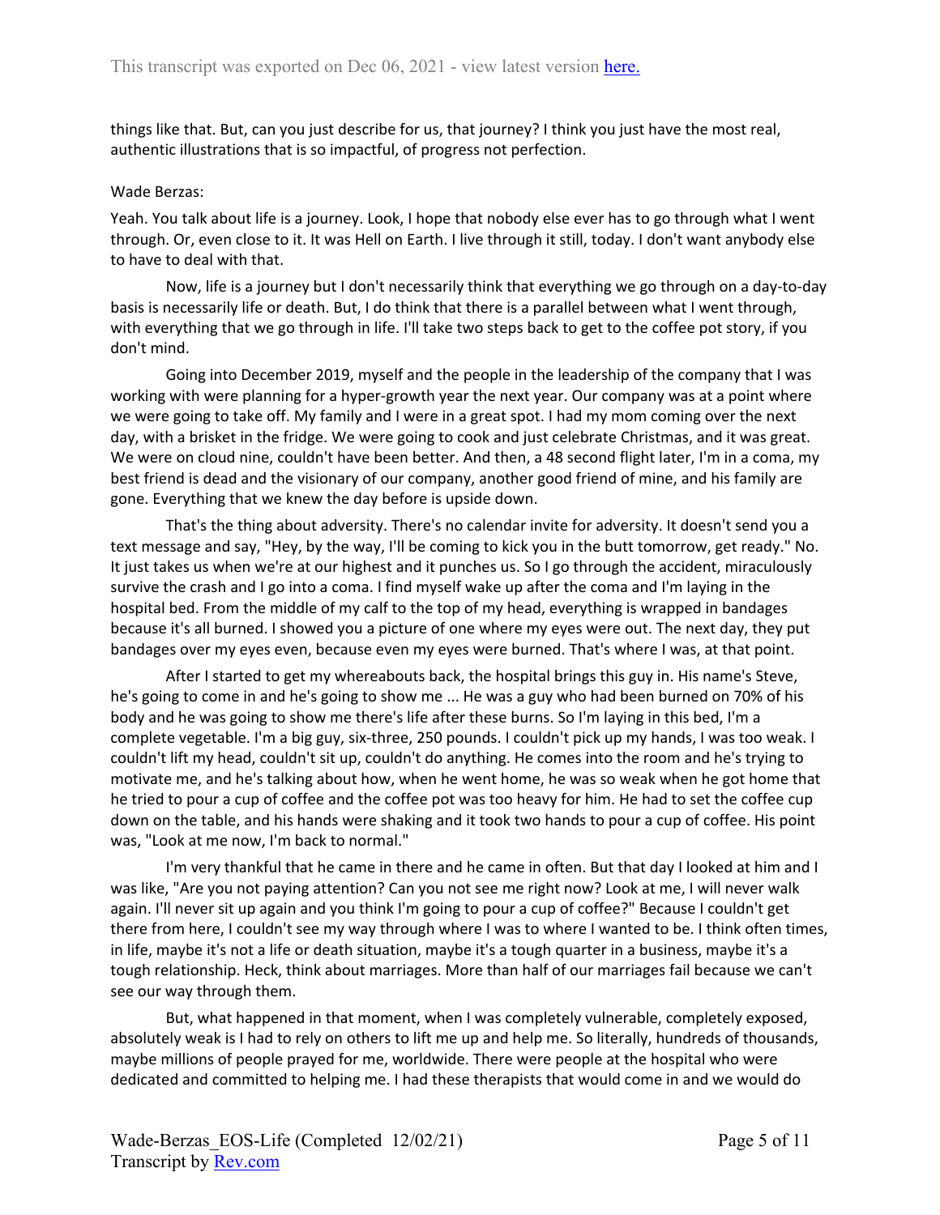things like that. But, can you just describe for us, that journey? I think you just have the most real, authentic illustrations that is so impactful, of progress not perfection.

Wade Berzas:

Yeah. You talk about life is a journey. Look, I hope that nobody else ever has to go through what I went through. Or, even close to it. It was Hell on Earth. I live through it still, today. I don't want anybody else to have to deal with that.

Now, life is a journey but I don't necessarily think that everything we go through on a day-to-day basis is necessarily life or death. But, I do think that there is a parallel between what I went through, with everything that we go through in life. I'll take two steps back to get to the coffee pot story, if you don't mind.

Going into December 2019, myself and the people in the leadership of the company that I was working with were planning for a hyper-growth year the next year. Our company was at a point where we were going to take off. My family and I were in a great spot. I had my mom coming over the next day, with a brisket in the fridge. We were going to cook and just celebrate Christmas, and it was great. We were on cloud nine, couldn't have been better. And then, a 48 second flight later, I'm in a coma, my best friend is dead and the visionary of our company, another good friend of mine, and his family are gone. Everything that we knew the day before is upside down.

That's the thing about adversity. There's no calendar invite for adversity. It doesn't send you a text message and say, "Hey, by the way, I'll be coming to kick you in the butt tomorrow, get ready." No. It just takes us when we're at our highest and it punches us. So I go through the accident, miraculously survive the crash and I go into a coma. I find myself wake up after the coma and I'm laying in the hospital bed. From the middle of my calf to the top of my head, everything is wrapped in bandages because it's all burned. I showed you a picture of one where my eyes were out. The next day, they put bandages over my eyes even, because even my eyes were burned. That's where I was, at that point.

After I started to get my whereabouts back, the hospital brings this guy in. His name's Steve, he's going to come in and he's going to show me ... He was a guy who had been burned on 70% of his body and he was going to show me there's life after these burns. So I'm laying in this bed, I'm a complete vegetable. I'm a big guy, six-three, 250 pounds. I couldn't pick up my hands, I was too weak. I couldn't lift my head, couldn't sit up, couldn't do anything. He comes into the room and he's trying to motivate me, and he's talking about how, when he went home, he was so weak when he got home that he tried to pour a cup of coffee and the coffee pot was too heavy for him. He had to set the coffee cup down on the table, and his hands were shaking and it took two hands to pour a cup of coffee. His point was, "Look at me now, I'm back to normal."

I'm very thankful that he came in there and he came in often. But that day I looked at him and I was like, "Are you not paying attention? Can you not see me right now? Look at me, I will never walk again. I'll never sit up again and you think I'm going to pour a cup of coffee?" Because I couldn't get there from here, I couldn't see my way through where I was to where I wanted to be. I think often times, in life, maybe it's not a life or death situation, maybe it's a tough quarter in a business, maybe it's a tough relationship. Heck, think about marriages. More than half of our marriages fail because we can't see our way through them.

But, what happened in that moment, when I was completely vulnerable, completely exposed, absolutely weak is I had to rely on others to lift me up and help me. So literally, hundreds of thousands, maybe millions of people prayed for me, worldwide. There were people at the hospital who were dedicated and committed to helping me. I had these therapists that would come in and we would do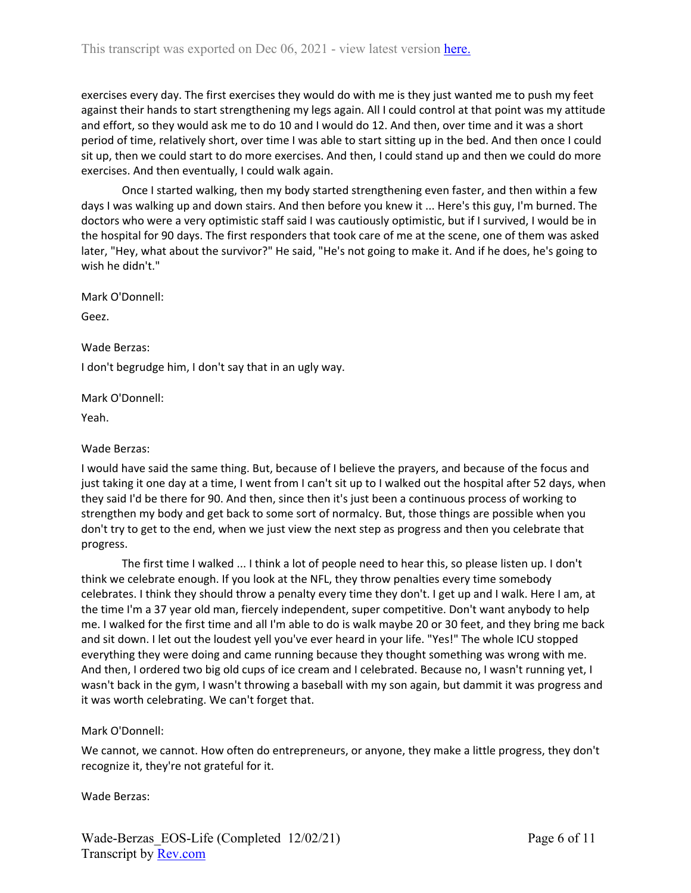exercises every day. The first exercises they would do with me is they just wanted me to push my feet against their hands to start strengthening my legs again. All I could control at that point was my attitude and effort, so they would ask me to do 10 and I would do 12. And then, over time and it was a short period of time, relatively short, over time I was able to start sitting up in the bed. And then once I could sit up, then we could start to do more exercises. And then, I could stand up and then we could do more exercises. And then eventually, I could walk again.

Once I started walking, then my body started strengthening even faster, and then within a few days I was walking up and down stairs. And then before you knew it ... Here's this guy, I'm burned. The doctors who were a very optimistic staff said I was cautiously optimistic, but if I survived, I would be in the hospital for 90 days. The first responders that took care of me at the scene, one of them was asked later, "Hey, what about the survivor?" He said, "He's not going to make it. And if he does, he's going to wish he didn't."

Mark O'Donnell:

Geez.

Wade Berzas:

I don't begrudge him, I don't say that in an ugly way.

Mark O'Donnell:

Yeah.

Wade Berzas:

I would have said the same thing. But, because of I believe the prayers, and because of the focus and just taking it one day at a time, I went from I can't sit up to I walked out the hospital after 52 days, when they said I'd be there for 90. And then, since then it's just been a continuous process of working to strengthen my body and get back to some sort of normalcy. But, those things are possible when you don't try to get to the end, when we just view the next step as progress and then you celebrate that progress.

The first time I walked ... I think a lot of people need to hear this, so please listen up. I don't think we celebrate enough. If you look at the NFL, they throw penalties every time somebody celebrates. I think they should throw a penalty every time they don't. I get up and I walk. Here I am, at the time I'm a 37 year old man, fiercely independent, super competitive. Don't want anybody to help me. I walked for the first time and all I'm able to do is walk maybe 20 or 30 feet, and they bring me back and sit down. I let out the loudest yell you've ever heard in your life. "Yes!" The whole ICU stopped everything they were doing and came running because they thought something was wrong with me. And then, I ordered two big old cups of ice cream and I celebrated. Because no, I wasn't running yet, I wasn't back in the gym, I wasn't throwing a baseball with my son again, but dammit it was progress and it was worth celebrating. We can't forget that.

Mark O'Donnell:

We cannot, we cannot. How often do entrepreneurs, or anyone, they make a little progress, they don't recognize it, they're not grateful for it.

Wade Berzas: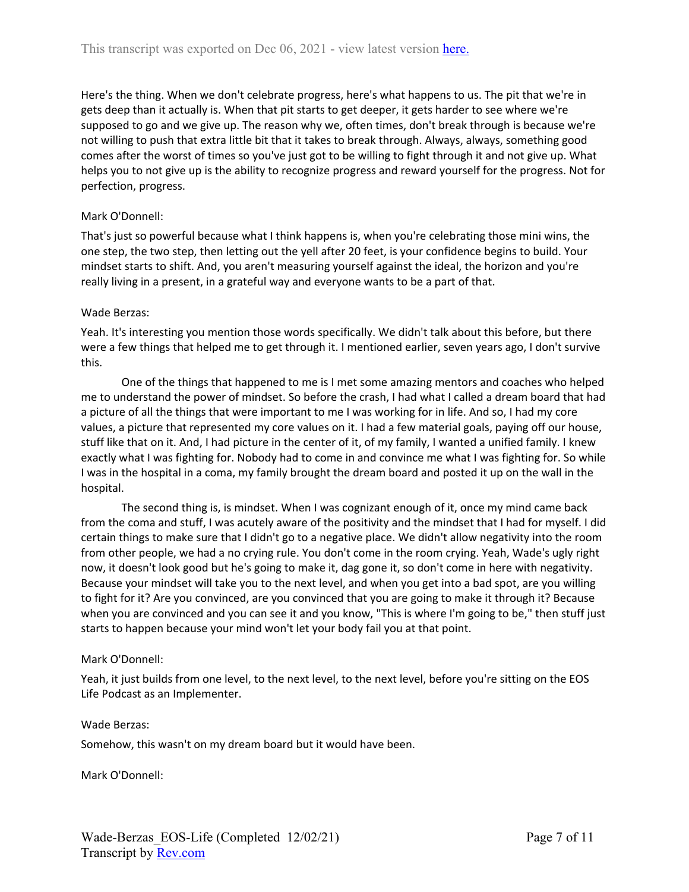Here's the thing. When we don't celebrate progress, here's what happens to us. The pit that we're in gets deep than it actually is. When that pit starts to get deeper, it gets harder to see where we're supposed to go and we give up. The reason why we, often times, don't break through is because we're not willing to push that extra little bit that it takes to break through. Always, always, something good comes after the worst of times so you've just got to be willing to fight through it and not give up. What helps you to not give up is the ability to recognize progress and reward yourself for the progress. Not for perfection, progress.

Mark O'Donnell:

That's just so powerful because what I think happens is, when you're celebrating those mini wins, the one step, the two step, then letting out the yell after 20 feet, is your confidence begins to build. Your mindset starts to shift. And, you aren't measuring yourself against the ideal, the horizon and you're really living in a present, in a grateful way and everyone wants to be a part of that.

Wade Berzas:

Yeah. It's interesting you mention those words specifically. We didn't talk about this before, but there were a few things that helped me to get through it. I mentioned earlier, seven years ago, I don't survive this.

One of the things that happened to me is I met some amazing mentors and coaches who helped me to understand the power of mindset. So before the crash, I had what I called a dream board that had a picture of all the things that were important to me I was working for in life. And so, I had my core values, a picture that represented my core values on it. I had a few material goals, paying off our house, stuff like that on it. And, I had picture in the center of it, of my family, I wanted a unified family. I knew exactly what I was fighting for. Nobody had to come in and convince me what I was fighting for. So while I was in the hospital in a coma, my family brought the dream board and posted it up on the wall in the hospital.

The second thing is, is mindset. When I was cognizant enough of it, once my mind came back from the coma and stuff, I was acutely aware of the positivity and the mindset that I had for myself. I did certain things to make sure that I didn't go to a negative place. We didn't allow negativity into the room from other people, we had a no crying rule. You don't come in the room crying. Yeah, Wade's ugly right now, it doesn't look good but he's going to make it, dag gone it, so don't come in here with negativity. Because your mindset will take you to the next level, and when you get into a bad spot, are you willing to fight for it? Are you convinced, are you convinced that you are going to make it through it? Because when you are convinced and you can see it and you know, "This is where I'm going to be," then stuff just starts to happen because your mind won't let your body fail you at that point.

Mark O'Donnell:

Yeah, it just builds from one level, to the next level, to the next level, before you're sitting on the EOS Life Podcast as an Implementer.

Wade Berzas:

Somehow, this wasn't on my dream board but it would have been.

Mark O'Donnell: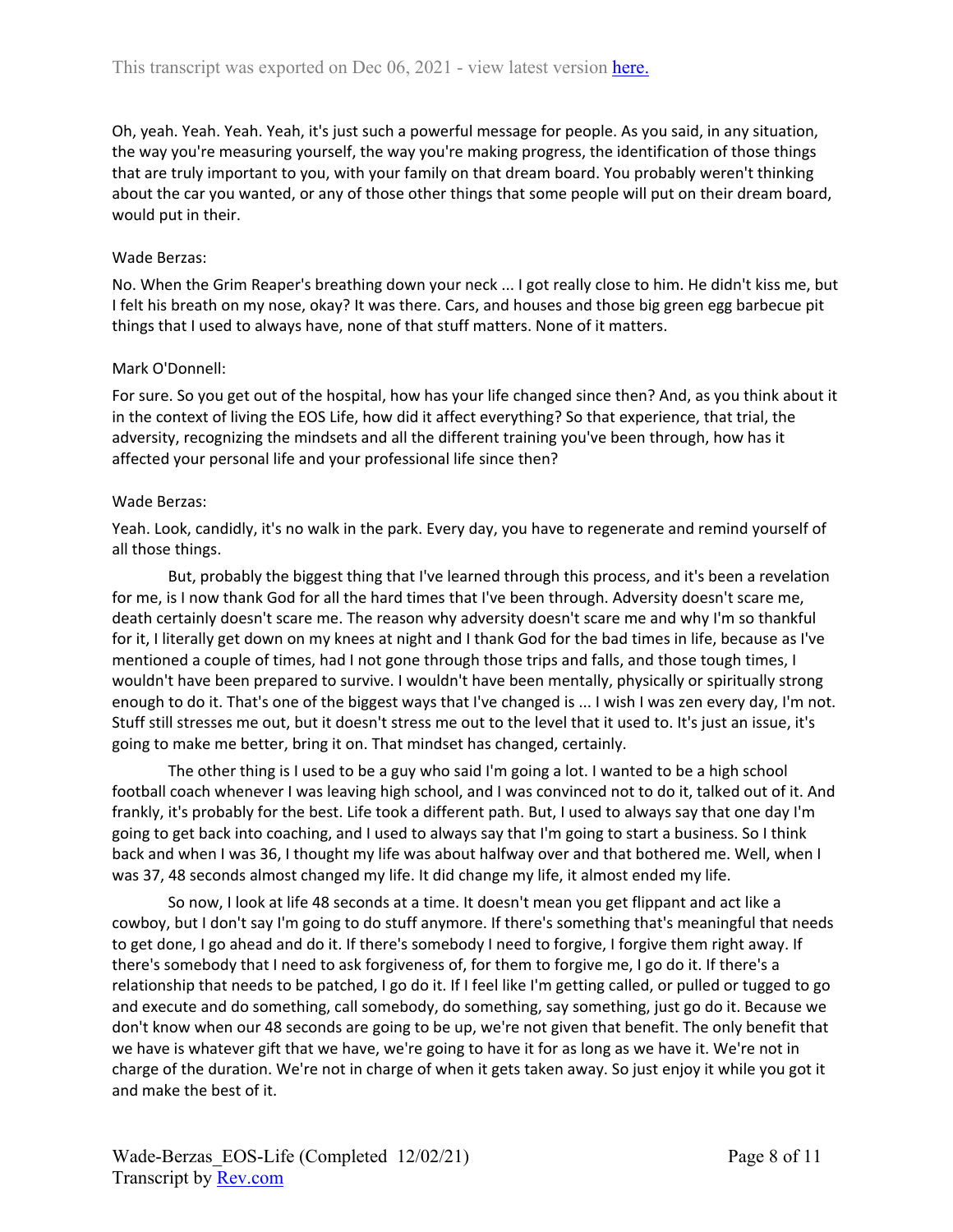Oh, yeah. Yeah. Yeah. Yeah, it's just such a powerful message for people. As you said, in any situation, the way you're measuring yourself, the way you're making progress, the identification of those things that are truly important to you, with your family on that dream board. You probably weren't thinking about the car you wanted, or any of those other things that some people will put on their dream board, would put in their.

Wade Berzas:

No. When the Grim Reaper's breathing down your neck ... I got really close to him. He didn't kiss me, but I felt his breath on my nose, okay? It was there. Cars, and houses and those big green egg barbecue pit things that I used to always have, none of that stuff matters. None of it matters.

Mark O'Donnell:

For sure. So you get out of the hospital, how has your life changed since then? And, as you think about it in the context of living the EOS Life, how did it affect everything? So that experience, that trial, the adversity, recognizing the mindsets and all the different training you've been through, how has it affected your personal life and your professional life since then?

Wade Berzas:

Yeah. Look, candidly, it's no walk in the park. Every day, you have to regenerate and remind yourself of all those things.

But, probably the biggest thing that I've learned through this process, and it's been a revelation for me, is I now thank God for all the hard times that I've been through. Adversity doesn't scare me, death certainly doesn't scare me. The reason why adversity doesn't scare me and why I'm so thankful for it, I literally get down on my knees at night and I thank God for the bad times in life, because as I've mentioned a couple of times, had I not gone through those trips and falls, and those tough times, I wouldn't have been prepared to survive. I wouldn't have been mentally, physically or spiritually strong enough to do it. That's one of the biggest ways that I've changed is ... I wish I was zen every day, I'm not. Stuff still stresses me out, but it doesn't stress me out to the level that it used to. It's just an issue, it's going to make me better, bring it on. That mindset has changed, certainly.

The other thing is I used to be a guy who said I'm going a lot. I wanted to be a high school football coach whenever I was leaving high school, and I was convinced not to do it, talked out of it. And frankly, it's probably for the best. Life took a different path. But, I used to always say that one day I'm going to get back into coaching, and I used to always say that I'm going to start a business. So I think back and when I was 36, I thought my life was about halfway over and that bothered me. Well, when I was 37, 48 seconds almost changed my life. It did change my life, it almost ended my life.

So now, I look at life 48 seconds at a time. It doesn't mean you get flippant and act like a cowboy, but I don't say I'm going to do stuff anymore. If there's something that's meaningful that needs to get done, I go ahead and do it. If there's somebody I need to forgive, I forgive them right away. If there's somebody that I need to ask forgiveness of, for them to forgive me, I go do it. If there's a relationship that needs to be patched, I go do it. If I feel like I'm getting called, or pulled or tugged to go and execute and do something, call somebody, do something, say something, just go do it. Because we don't know when our 48 seconds are going to be up, we're not given that benefit. The only benefit that we have is whatever gift that we have, we're going to have it for as long as we have it. We're not in charge of the duration. We're not in charge of when it gets taken away. So just enjoy it while you got it and make the best of it.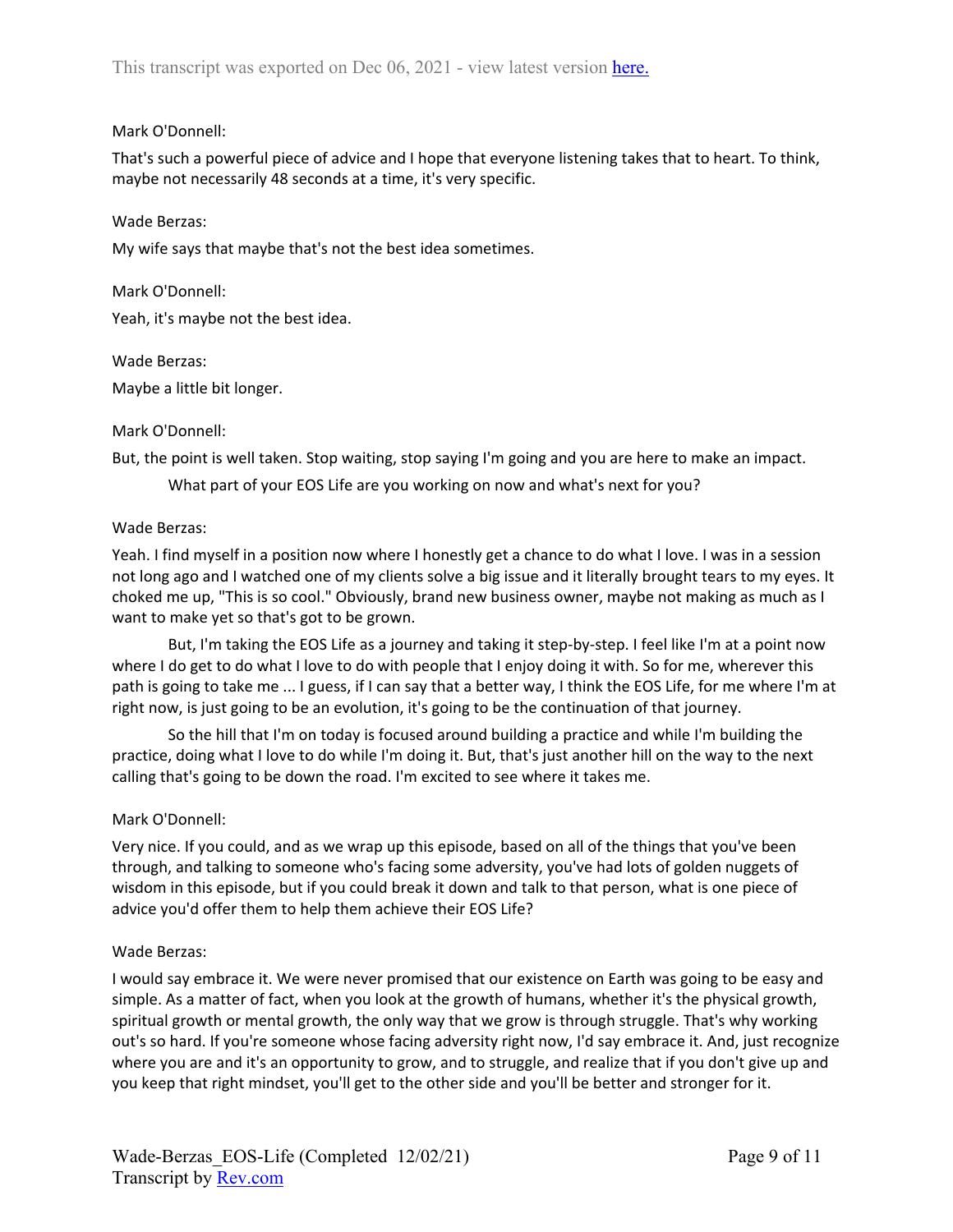Mark O'Donnell:

That's such a powerful piece of advice and I hope that everyone listening takes that to heart. To think, maybe not necessarily 48 seconds at a time, it's very specific.

Wade Berzas:

My wife says that maybe that's not the best idea sometimes.

Mark O'Donnell:

Yeah, it's maybe not the best idea.

Wade Berzas:

Maybe a little bit longer.

Mark O'Donnell:

But, the point is well taken. Stop waiting, stop saying I'm going and you are here to make an impact.

What part of your EOS Life are you working on now and what's next for you?

Wade Berzas:

Yeah. I find myself in a position now where I honestly get a chance to do what I love. I was in a session not long ago and I watched one of my clients solve a big issue and it literally brought tears to my eyes. It choked me up, "This is so cool." Obviously, brand new business owner, maybe not making as much as I want to make yet so that's got to be grown.

But, I'm taking the EOS Life as a journey and taking it step-by-step. I feel like I'm at a point now where I do get to do what I love to do with people that I enjoy doing it with. So for me, wherever this path is going to take me ... I guess, if I can say that a better way, I think the EOS Life, for me where I'm at right now, is just going to be an evolution, it's going to be the continuation of that journey.

So the hill that I'm on today is focused around building a practice and while I'm building the practice, doing what I love to do while I'm doing it. But, that's just another hill on the way to the next calling that's going to be down the road. I'm excited to see where it takes me.

Mark O'Donnell:

Very nice. If you could, and as we wrap up this episode, based on all of the things that you've been through, and talking to someone who's facing some adversity, you've had lots of golden nuggets of wisdom in this episode, but if you could break it down and talk to that person, what is one piece of advice you'd offer them to help them achieve their EOS Life?

Wade Berzas:

I would say embrace it. We were never promised that our existence on Earth was going to be easy and simple. As a matter of fact, when you look at the growth of humans, whether it's the physical growth, spiritual growth or mental growth, the only way that we grow is through struggle. That's why working out's so hard. If you're someone whose facing adversity right now, I'd say embrace it. And, just recognize where you are and it's an opportunity to grow, and to struggle, and realize that if you don't give up and you keep that right mindset, you'll get to the other side and you'll be better and stronger for it.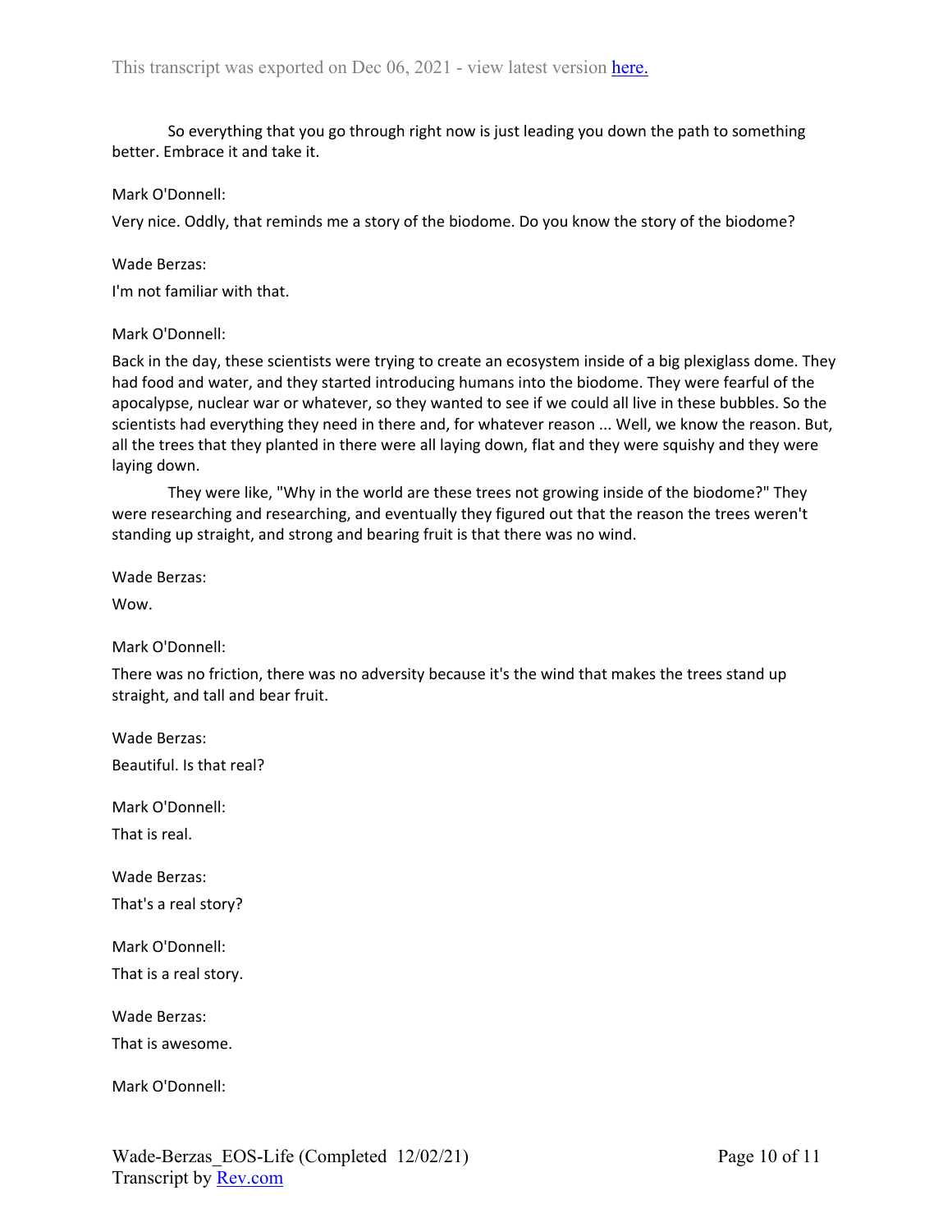So everything that you go through right now is just leading you down the path to something better. Embrace it and take it.

Mark O'Donnell:

Very nice. Oddly, that reminds me a story of the biodome. Do you know the story of the biodome?

Wade Berzas:

I'm not familiar with that.

Mark O'Donnell:

Back in the day, these scientists were trying to create an ecosystem inside of a big plexiglass dome. They had food and water, and they started introducing humans into the biodome. They were fearful of the apocalypse, nuclear war or whatever, so they wanted to see if we could all live in these bubbles. So the scientists had everything they need in there and, for whatever reason ... Well, we know the reason. But, all the trees that they planted in there were all laying down, flat and they were squishy and they were laying down.

They were like, "Why in the world are these trees not growing inside of the biodome?" They were researching and researching, and eventually they figured out that the reason the trees weren't standing up straight, and strong and bearing fruit is that there was no wind.

Wade Berzas:

Wow.

Mark O'Donnell:

There was no friction, there was no adversity because it's the wind that makes the trees stand up straight, and tall and bear fruit.

Wade Berzas:

Beautiful. Is that real?

Mark O'Donnell:

That is real.

Wade Berzas:

That's a real story?

Mark O'Donnell:

That is a real story.

Wade Berzas:

That is awesome.

Mark O'Donnell: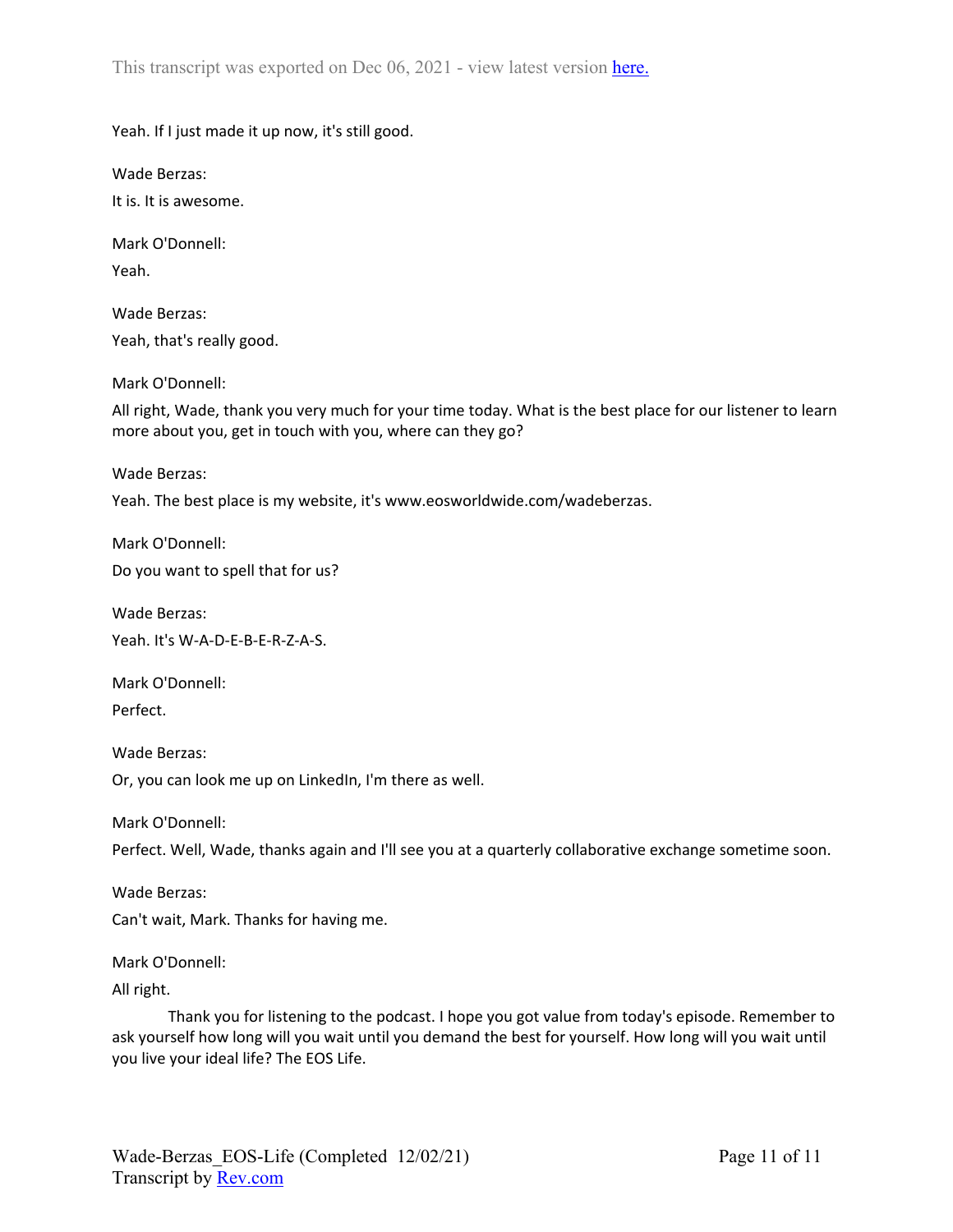Yeah. If I just made it up now, it's still good.

Wade Berzas:

It is. It is awesome.

Mark O'Donnell:

Yeah.

Wade Berzas:

Yeah, that's really good.

Mark O'Donnell:

All right, Wade, thank you very much for your time today. What is the best place for our listener to learn more about you, get in touch with you, where can they go?

Wade Berzas:

Yeah. The best place is my website, it's www.eosworldwide.com/wadeberzas.

Mark O'Donnell:

Do you want to spell that for us?

Wade Berzas:

Yeah. It's W-A-D-E-B-E-R-Z-A-S.

Mark O'Donnell:

Perfect.

Wade Berzas:

Or, you can look me up on LinkedIn, I'm there as well.

Mark O'Donnell:

Perfect. Well, Wade, thanks again and I'll see you at a quarterly collaborative exchange sometime soon.

Wade Berzas:

Can't wait, Mark. Thanks for having me.

Mark O'Donnell:

All right.

Thank you for listening to the podcast. I hope you got value from today's episode. Remember to ask yourself how long will you wait until you demand the best for yourself. How long will you wait until you live your ideal life? The EOS Life.